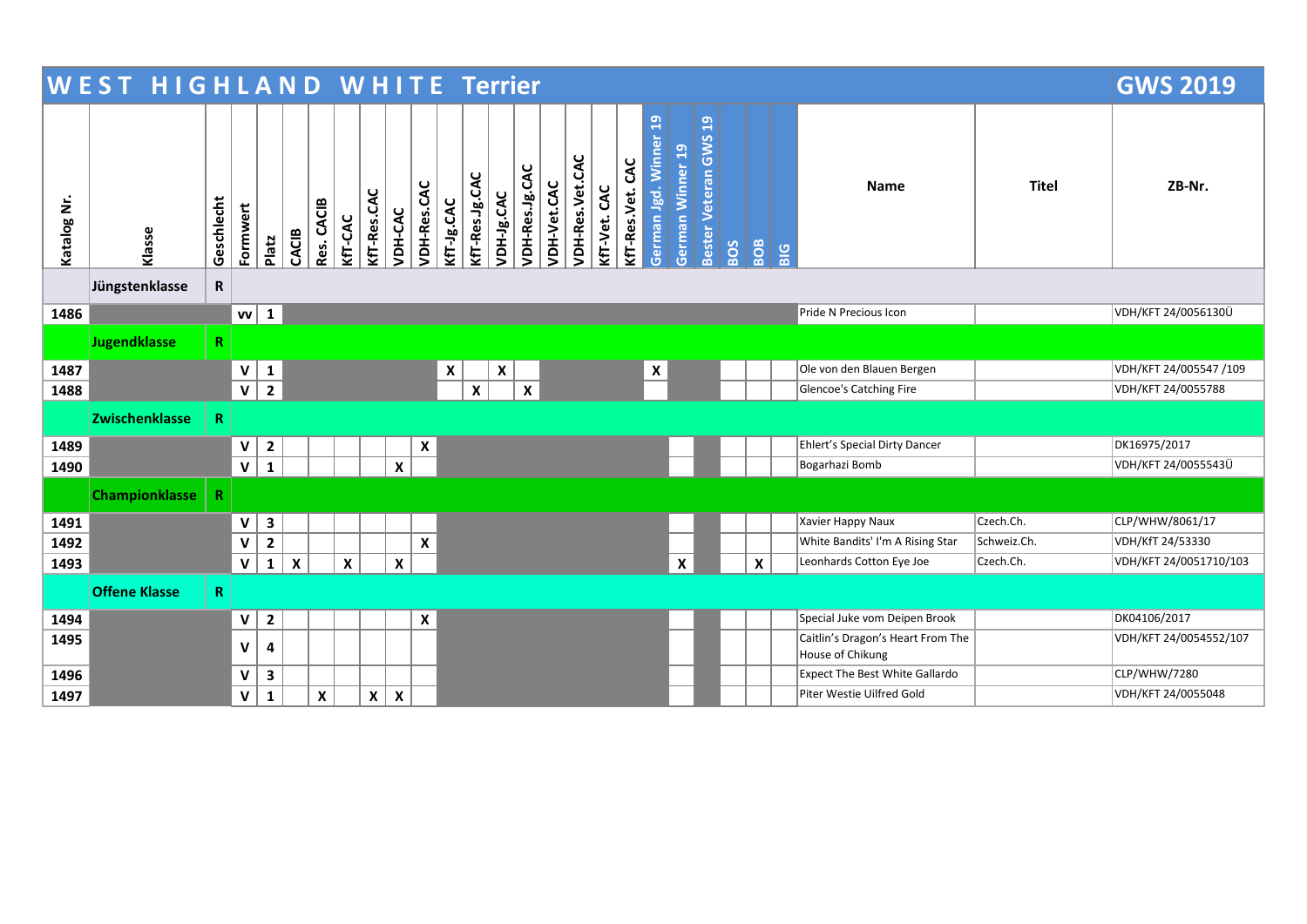# WEST HIGHLAND WHITE Terrier

## GWS 2019

| Katalog Nr. | Klasse | Geschlecht | Formwert | Platz | CACIB | Res. CACIB | KfT-CAC | KfT-Res.CAC | VDH-CAC | VDH-Res.CAC | KfT-Jg.CAC | KfT-Res.Jg.CAC | VDH-Jg.CAC | VDH-Res.Jg.CAC | VDH-Vet.CAC | VDH-Res.Vet.CAC | KfT-Vet. CAC | KfT-Res.Vet. CAC | German Jgd. Winner 19 | German Winner 19 | Bester Veteran GWS 19 | BOS | BOB | BIG | Name | Titel | ZB-Nr. |
|---|---|---|---|---|---|---|---|---|---|---|---|---|---|---|---|---|---|---|---|---|---|---|---|---|---|---|---|
| | Jüngstenklasse | R | | | | | | | | | | | | | | | | | | | | | | | | | |
| 1486 | | | vv | 1 | | | | | | | | | | | | | | | | | | | | | Pride N Precious Icon | | VDH/KFT 24/0056130Ü |
| | Jugendklasse | R | | | | | | | | | | | | | | | | | | | | | | | | | |
| 1487 | | | V | 1 | | | | | | | X | | X | | | | | | X | | | | | | Ole von den Blauen Bergen | | VDH/KFT 24/005547 /109 |
| 1488 | | | V | 2 | | | | | | | | X | | X | | | | | | | | | | | Glencoe's Catching Fire | | VDH/KFT 24/0055788 |
| | Zwischenklasse | R | | | | | | | | | | | | | | | | | | | | | | | | | |
| 1489 | | | V | 2 | | | | | | X | | | | | | | | | | | | | | | Ehlert's Special Dirty Dancer | | DK16975/2017 |
| 1490 | | | V | 1 | | | | | X | | | | | | | | | | | | | | | | Bogarhazi Bomb | | VDH/KFT 24/0055543Ü |
| | Championklasse | R | | | | | | | | | | | | | | | | | | | | | | | | | |
| 1491 | | | V | 3 | | | | | | | | | | | | | | | | | | | | | Xavier Happy Naux | Czech.Ch. | CLP/WHW/8061/17 |
| 1492 | | | V | 2 | | | | | | X | | | | | | | | | | | | | | | White Bandits' I'm A Rising Star | Schweiz.Ch. | VDH/KfT 24/53330 |
| 1493 | | | V | 1 | X | | X | | X | | | | | | | | | | | X | | | X | | Leonhards Cotton Eye Joe | Czech.Ch. | VDH/KFT 24/0051710/103 |
| | Offene Klasse | R | | | | | | | | | | | | | | | | | | | | | | | | | |
| 1494 | | | V | 2 | | | | | | X | | | | | | | | | | | | | | | Special Juke vom Deipen Brook | | DK04106/2017 |
| 1495 | | | V | 4 | | | | | | | | | | | | | | | | | | | | | Caitlin's Dragon's Heart From The House of Chikung | | VDH/KFT 24/0054552/107 |
| 1496 | | | V | 3 | | | | | | | | | | | | | | | | | | | | | Expect The Best White Gallardo | | CLP/WHW/7280 |
| 1497 | | | V | 1 | | X | | X | X | | | | | | | | | | | | | | | | Piter Westie Uilfred Gold | | VDH/KFT 24/0055048 |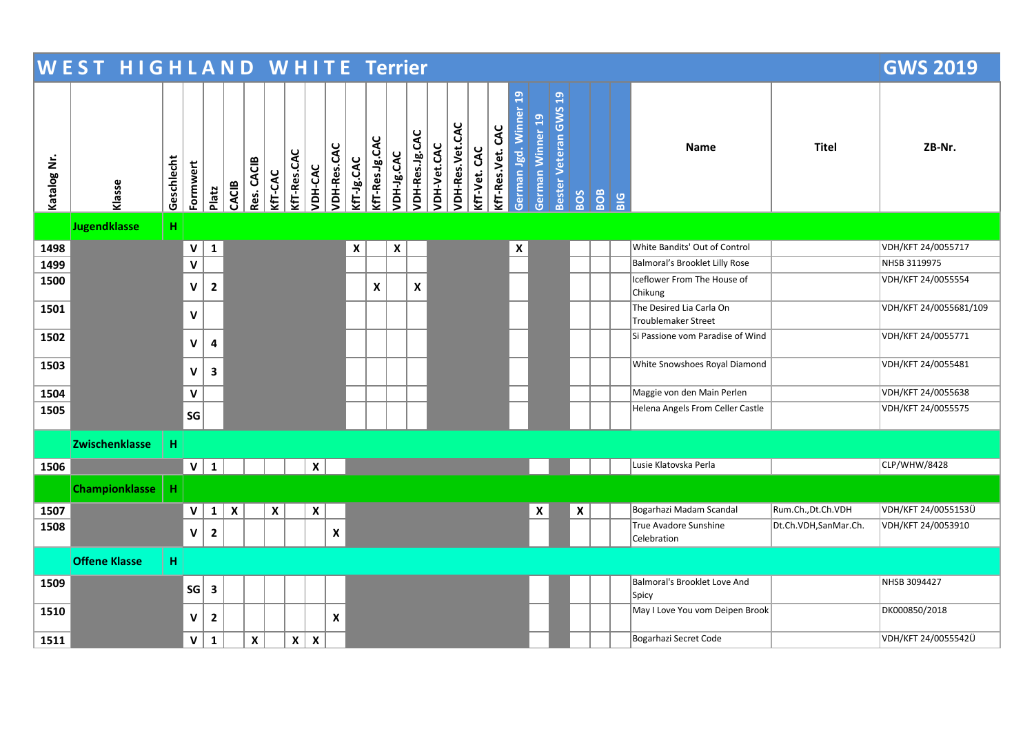# WEST HIGHLAND WHITE Terrier

## GWS 2019

| Katalog Nr. | Klasse | Geschlecht | Formwert | Platz | CACIB | Res. CACIB | KfT-CAC | KfT-Res.CAC | VDH-CAC | VDH-Res.CAC | KfT-Jg.CAC | KfT-Res.Jg.CAC | VDH-Jg.CAC | VDH-Res.Jg.CAC | VDH-Vet.CAC | VDH-Res.Vet.CAC | KfT-Vet. CAC | KfT-Res.Vet. CAC | German Jgd. Winner 19 | German Winner 19 | Bester Veteran GWS 19 | BOS | BOB | BIG | Name | Titel | ZB-Nr. |
|---|---|---|---|---|---|---|---|---|---|---|---|---|---|---|---|---|---|---|---|---|---|---|---|---|---|---|---|
| | **Jugendklasse** | **H** | | | | | | | | | | | | | | | | | | | | | | | | | |
| 1498 | | | V | 1 | | | | | | | X | | X | | | | | | X | | | | | | White Bandits' Out of Control | | VDH/KFT 24/0055717 |
| 1499 | | | V | | | | | | | | | | | | | | | | | | | | | | Balmoral's Brooklet Lilly Rose | | NHSB 3119975 |
| 1500 | | | V | 2 | | | | | | | | X | | X | | | | | | | | | | | Iceflower From The House of Chikung | | VDH/KFT 24/0055554 |
| 1501 | | | V | | | | | | | | | | | | | | | | | | | | | | The Desired Lia Carla On Troublemaker Street | | VDH/KFT 24/0055681/109 |
| 1502 | | | V | 4 | | | | | | | | | | | | | | | | | | | | | Si Passione vom Paradise of Wind | | VDH/KFT 24/0055771 |
| 1503 | | | V | 3 | | | | | | | | | | | | | | | | | | | | | White Snowshoes Royal Diamond | | VDH/KFT 24/0055481 |
| 1504 | | | V | | | | | | | | | | | | | | | | | | | | | | Maggie von den Main Perlen | | VDH/KFT 24/0055638 |
| 1505 | | | SG | | | | | | | | | | | | | | | | | | | | | | Helena Angels From Celler Castle | | VDH/KFT 24/0055575 |
| | **Zwischenklasse** | **H** | | | | | | | | | | | | | | | | | | | | | | | | | |
| 1506 | | | V | 1 | | | | | X | | | | | | | | | | | | | | | | Lusie Klatovska Perla | | CLP/WHW/8428 |
| | **Championklasse** | **H** | | | | | | | | | | | | | | | | | | | | | | | | | |
| 1507 | | | V | 1 | X | | X | | X | | | | | | | | | | | X | | X | | | Bogarhazi Madam Scandal | Rum.Ch.,Dt.Ch.VDH | VDH/KFT 24/0055153Ü |
| 1508 | | | V | 2 | | | | | | X | | | | | | | | | | | | | | | True Avadore Sunshine Celebration | Dt.Ch.VDH,SanMar.Ch. | VDH/KFT 24/0053910 |
| | **Offene Klasse** | **H** | | | | | | | | | | | | | | | | | | | | | | | | | |
| 1509 | | | SG | 3 | | | | | | | | | | | | | | | | | | | | | Balmoral's Brooklet Love And Spicy | | NHSB 3094427 |
| 1510 | | | V | 2 | | | | | | X | | | | | | | | | | | | | | | May I Love You vom Deipen Brook | | DK000850/2018 |
| 1511 | | | V | 1 | | X | | X | X | | | | | | | | | | | | | | | | Bogarhazi Secret Code | | VDH/KFT 24/0055542Ü |